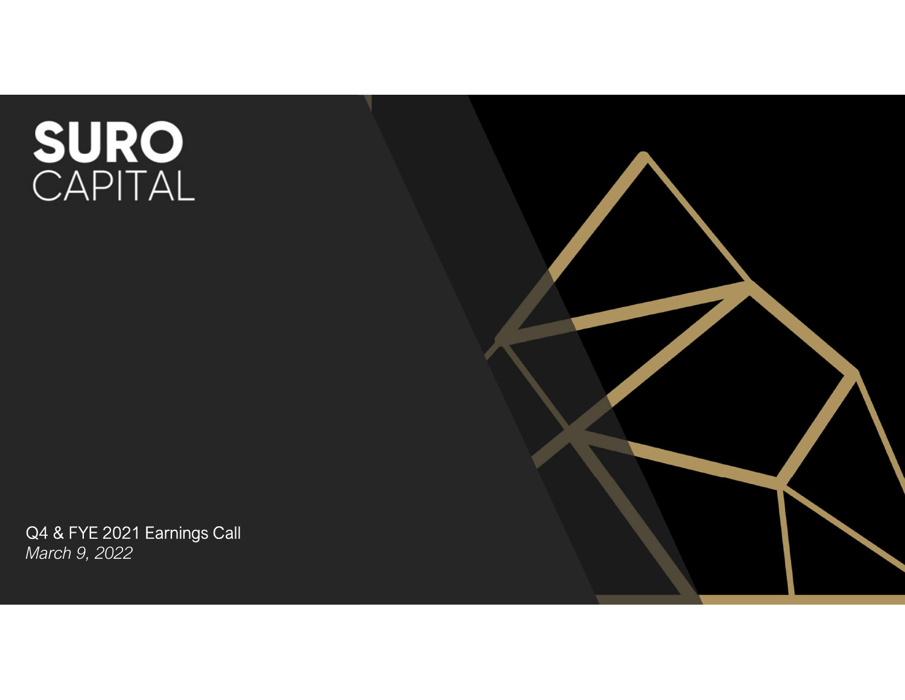# SURO CAPITAL

Q4 & FYE 2021 Earnings Call

*March 9, 2022*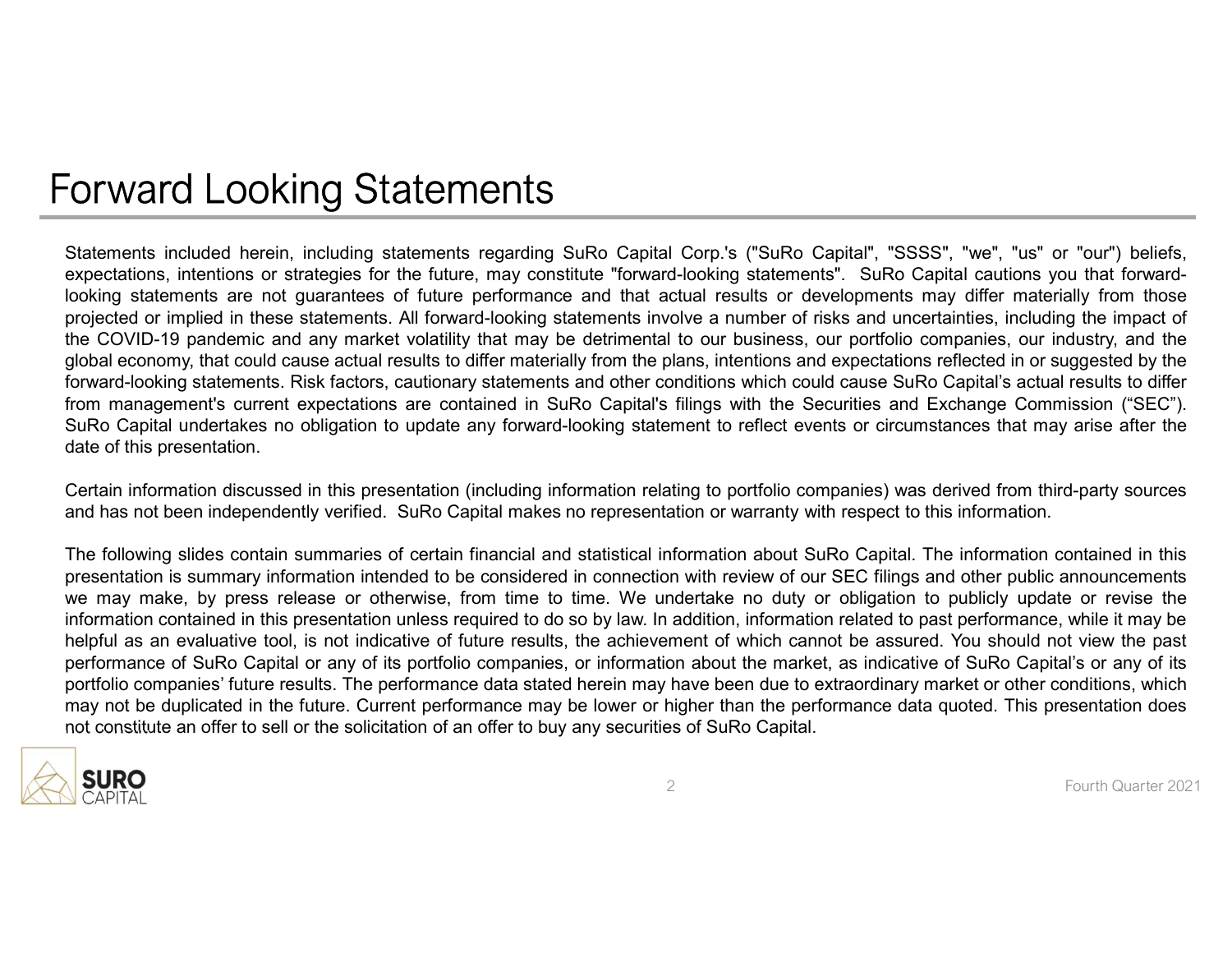# Forward Looking Statements

Statements included herein, including statements regarding SuRo Capital Corp.'s ("SuRo Capital", "SSSS", "we", "us" or "our") beliefs, expectations, intentions or strategies for the future, may constitute "forward-looking statements". SuRo Capital cautions you that forward-looking statements are not guarantees of future performance and that actual results or developments may differ materially from those projected or implied in these statements. All forward-looking statements involve a number of risks and uncertainties, including the impact of the COVID-19 pandemic and any market volatility that may be detrimental to our business, our portfolio companies, our industry, and the global economy, that could cause actual results to differ materially from the plans, intentions and expectations reflected in or suggested by the forward-looking statements. Risk factors, cautionary statements and other conditions which could cause SuRo Capital's actual results to differ from management's current expectations are contained in SuRo Capital's filings with the Securities and Exchange Commission ("SEC"). SuRo Capital undertakes no obligation to update any forward-looking statement to reflect events or circumstances that may arise after the date of this presentation.

Certain information discussed in this presentation (including information relating to portfolio companies) was derived from third-party sources and has not been independently verified. SuRo Capital makes no representation or warranty with respect to this information.

The following slides contain summaries of certain financial and statistical information about SuRo Capital. The information contained in this presentation is summary information intended to be considered in connection with review of our SEC filings and other public announcements we may make, by press release or otherwise, from time to time. We undertake no duty or obligation to publicly update or revise the information contained in this presentation unless required to do so by law. In addition, information related to past performance, while it may be helpful as an evaluative tool, is not indicative of future results, the achievement of which cannot be assured. You should not view the past performance of SuRo Capital or any of its portfolio companies, or information about the market, as indicative of SuRo Capital's or any of its portfolio companies' future results. The performance data stated herein may have been due to extraordinary market or other conditions, which may not be duplicated in the future. Current performance may be lower or higher than the performance data quoted. This presentation does not constitute an offer to sell or the solicitation of an offer to buy any securities of SuRo Capital.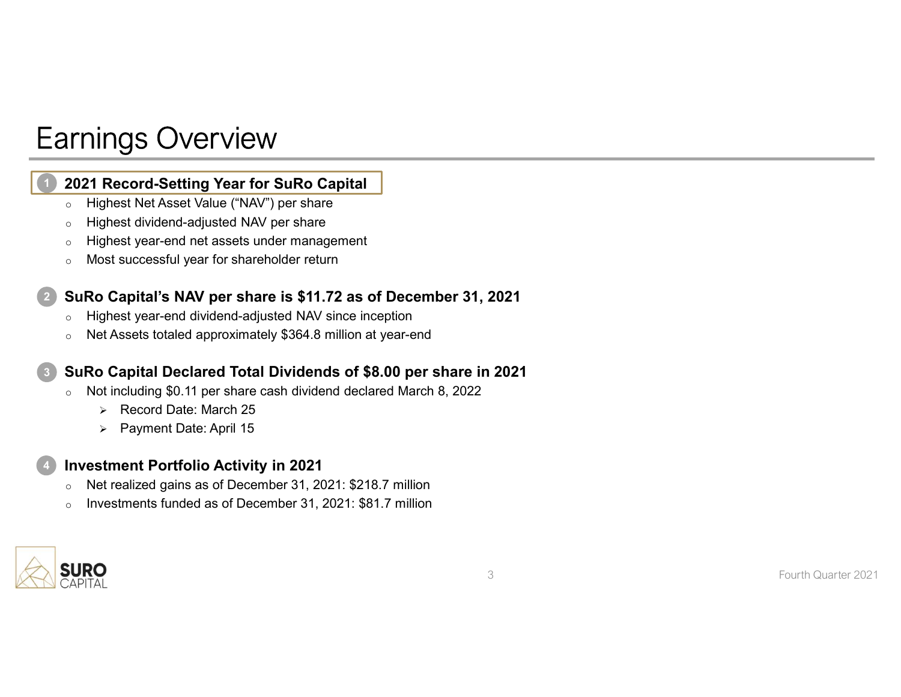# Earnings Overview

### 1 2021 Record-Setting Year for SuRo Capital

- Highest Net Asset Value (“NAV”) per share
- Highest dividend-adjusted NAV per share
- Highest year-end net assets under management
- Most successful year for shareholder return

### 2 SuRo Capital’s NAV per share is $11.72 as of December 31, 2021

- Highest year-end dividend-adjusted NAV since inception
- Net Assets totaled approximately $364.8 million at year-end

### 3 SuRo Capital Declared Total Dividends of $8.00 per share in 2021

- Not including $0.11 per share cash dividend declared March 8, 2022
  - Record Date: March 25
  - Payment Date: April 15

### 4 Investment Portfolio Activity in 2021

- Net realized gains as of December 31, 2021: $218.7 million
- Investments funded as of December 31, 2021: $81.7 million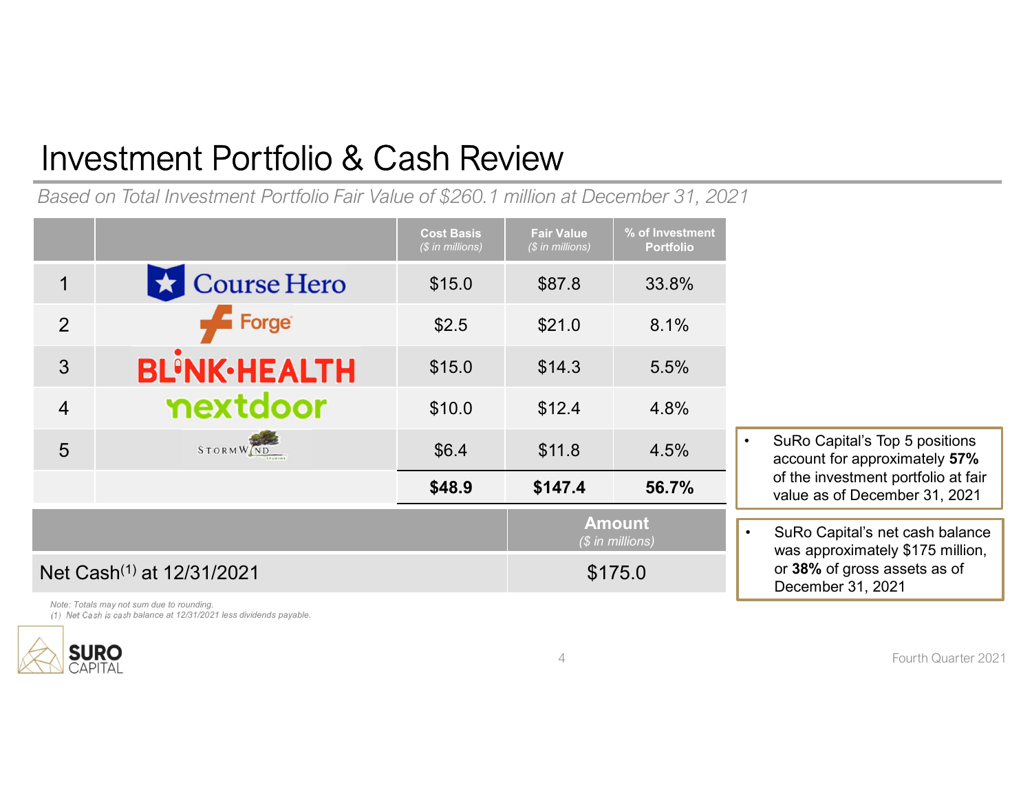# Investment Portfolio & Cash Review

*Based on Total Investment Portfolio Fair Value of $260.1 million at December 31, 2021*

| | | Cost Basis *($ in millions)* | Fair Value *($ in millions)* | % of Investment Portfolio |
|---|---|---|---|---|
| 1 | Course Hero | $15.0 | $87.8 | 33.8% |
| 2 | Forge | $2.5 | $21.0 | 8.1% |
| 3 | BLINK·HEALTH | $15.0 | $14.3 | 5.5% |
| 4 | nextdoor | $10.0 | $12.4 | 4.8% |
| 5 | StormWind Studios | $6.4 | $11.8 | 4.5% |
| | | **$48.9** | **$147.4** | **56.7%** |

| | Amount *($ in millions)* |
|---|---|
| Net Cash[(1)] at 12/31/2021 | $175.0 |

- SuRo Capital's Top 5 positions account for approximately **57%** of the investment portfolio at fair value as of December 31, 2021

- SuRo Capital's net cash balance was approximately $175 million, or **38%** of gross assets as of December 31, 2021

*Note: Totals may not sum due to rounding.*

*(1) Net Cash is cash balance at 12/31/2021 less dividends payable.*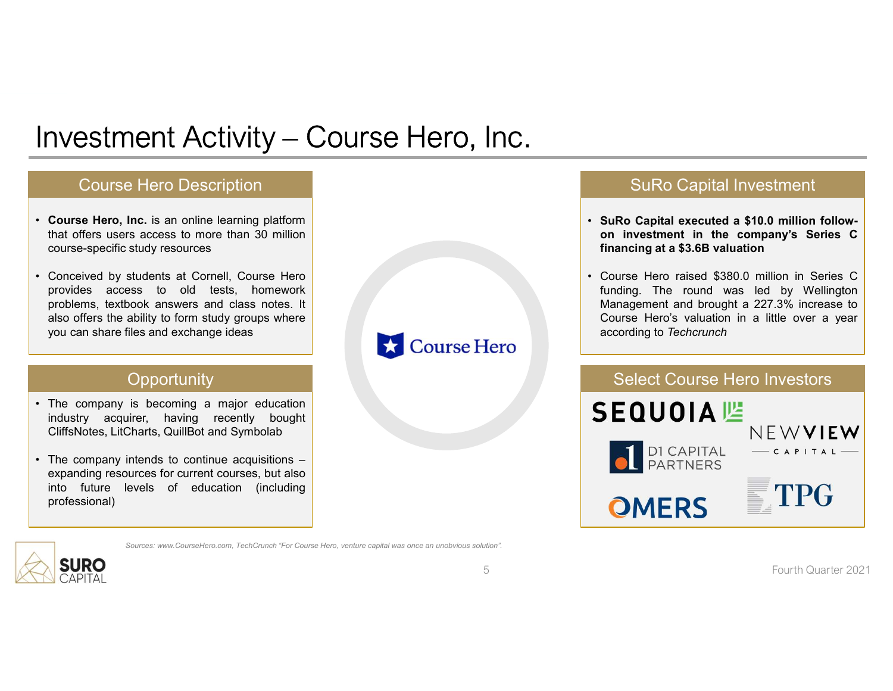# Investment Activity – Course Hero, Inc.

## Course Hero Description

- **Course Hero, Inc.** is an online learning platform that offers users access to more than 30 million course-specific study resources
- Conceived by students at Cornell, Course Hero provides access to old tests, homework problems, textbook answers and class notes. It also offers the ability to form study groups where you can share files and exchange ideas

## Opportunity

- The company is becoming a major education industry acquirer, having recently bought CliffsNotes, LitCharts, QuillBot and Symbolab
- The company intends to continue acquisitions – expanding resources for current courses, but also into future levels of education (including professional)

Course Hero

## SuRo Capital Investment

- **SuRo Capital executed a $10.0 million follow-on investment in the company's Series C financing at a $3.6B valuation**
- Course Hero raised $380.0 million in Series C funding. The round was led by Wellington Management and brought a 227.3% increase to Course Hero's valuation in a little over a year according to *Techcrunch*

## Select Course Hero Investors

SEQUOIA

NEWVIEW CAPITAL

D1 CAPITAL PARTNERS

OMERS

TPG

*Sources: www.CourseHero.com, TechCrunch "For Course Hero, venture capital was once an unobvious solution".*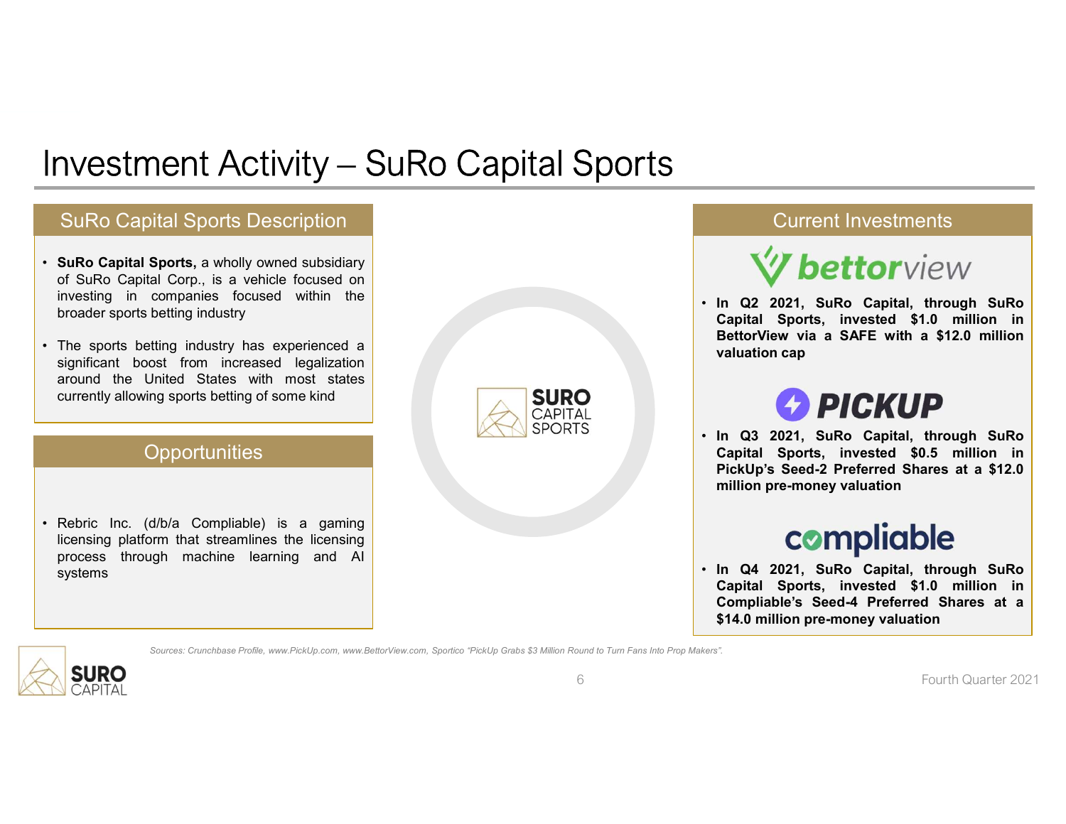# Investment Activity – SuRo Capital Sports

## SuRo Capital Sports Description

- **SuRo Capital Sports,** a wholly owned subsidiary of SuRo Capital Corp., is a vehicle focused on investing in companies focused within the broader sports betting industry
- The sports betting industry has experienced a significant boost from increased legalization around the United States with most states currently allowing sports betting of some kind

## Opportunities

- Rebric Inc. (d/b/a Compliable) is a gaming licensing platform that streamlines the licensing process through machine learning and AI systems

## Current Investments

**bettorview**

- **In Q2 2021, SuRo Capital, through SuRo Capital Sports, invested $1.0 million in BettorView via a SAFE with a $12.0 million valuation cap**

**PICKUP**

- **In Q3 2021, SuRo Capital, through SuRo Capital Sports, invested $0.5 million in PickUp's Seed-2 Preferred Shares at a $12.0 million pre-money valuation**

**compliable**

- **In Q4 2021, SuRo Capital, through SuRo Capital Sports, invested $1.0 million in Compliable's Seed-4 Preferred Shares at a $14.0 million pre-money valuation**

*Sources: Crunchbase Profile, www.PickUp.com, www.BettorView.com, Sportico "PickUp Grabs $3 Million Round to Turn Fans Into Prop Makers".*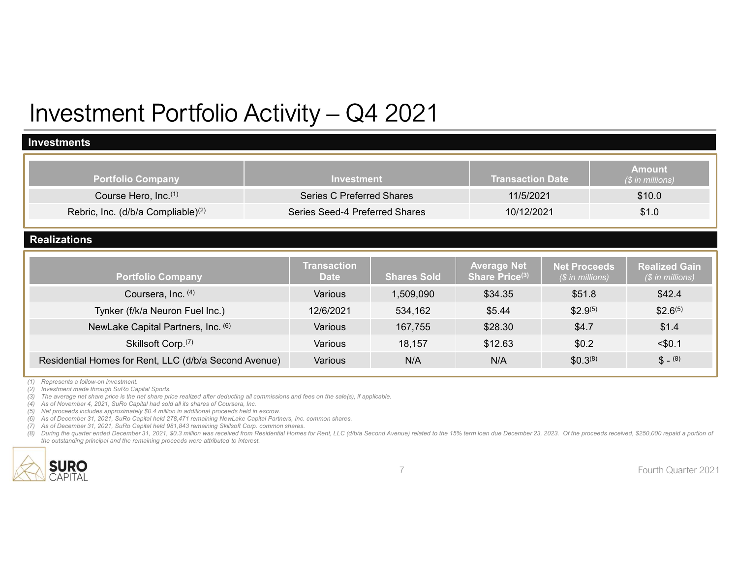# Investment Portfolio Activity – Q4 2021

## Investments

| Portfolio Company | Investment | Transaction Date | Amount ($ in millions) |
|---|---|---|---|
| Course Hero, Inc.[1] | Series C Preferred Shares | 11/5/2021 | $10.0 |
| Rebric, Inc. (d/b/a Compliable)[2] | Series Seed-4 Preferred Shares | 10/12/2021 | $1.0 |

## Realizations

| Portfolio Company | Transaction Date | Shares Sold | Average Net Share Price[3] | Net Proceeds ($ in millions) | Realized Gain ($ in millions) |
|---|---|---|---|---|---|
| Coursera, Inc. [4] | Various | 1,509,090 | $34.35 | $51.8 | $42.4 |
| Tynker (f/k/a Neuron Fuel Inc.) | 12/6/2021 | 534,162 | $5.44 | $2.9[5] | $2.6[5] |
| NewLake Capital Partners, Inc. [6] | Various | 167,755 | $28.30 | $4.7 | $1.4 |
| Skillsoft Corp.[7] | Various | 18,157 | $12.63 | $0.2 | <$0.1 |
| Residential Homes for Rent, LLC (d/b/a Second Avenue) | Various | N/A | N/A | $0.3[8] | $ - [8] |

*(1) Represents a follow-on investment.*
*(2) Investment made through SuRo Capital Sports.*
*(3) The average net share price is the net share price realized after deducting all commissions and fees on the sale(s), if applicable.*
*(4) As of November 4, 2021, SuRo Capital had sold all its shares of Coursera, Inc.*
*(5) Net proceeds includes approximately $0.4 million in additional proceeds held in escrow.*
*(6) As of December 31, 2021, SuRo Capital held 278,471 remaining NewLake Capital Partners, Inc. common shares.*
*(7) As of December 31, 2021, SuRo Capital held 981,843 remaining Skillsoft Corp. common shares.*
*(8) During the quarter ended December 31, 2021, $0.3 million was received from Residential Homes for Rent, LLC (d/b/a Second Avenue) related to the 15% term loan due December 23, 2023. Of the proceeds received, $250,000 repaid a portion of the outstanding principal and the remaining proceeds were attributed to interest.*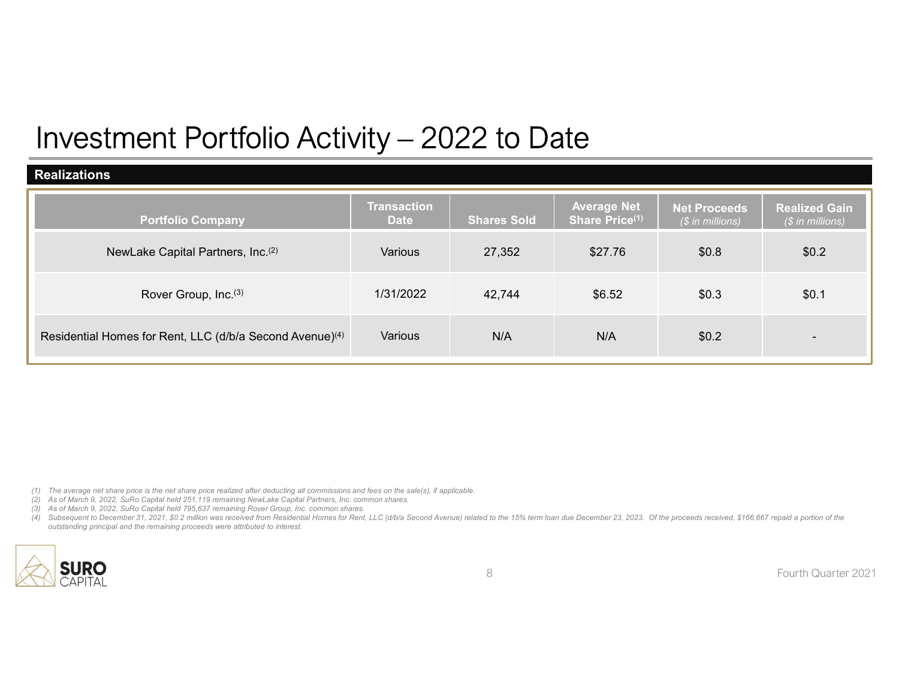# Investment Portfolio Activity – 2022 to Date

## Realizations

| Portfolio Company | Transaction Date | Shares Sold | Average Net Share Price[(1)] | Net Proceeds *($ in millions)* | Realized Gain *($ in millions)* |
|---|---|---|---|---|---|
| NewLake Capital Partners, Inc.[(2)] | Various | 27,352 | $27.76 | $0.8 | $0.2 |
| Rover Group, Inc.[(3)] | 1/31/2022 | 42,744 | $6.52 | $0.3 | $0.1 |
| Residential Homes for Rent, LLC (d/b/a Second Avenue)[(4)] | Various | N/A | N/A | $0.2 | - |

*(1) The average net share price is the net share price realized after deducting all commissions and fees on the sale(s), if applicable.*
*(2) As of March 9, 2022, SuRo Capital held 251,119 remaining NewLake Capital Partners, Inc. common shares.*
*(3) As of March 9, 2022, SuRo Capital held 795,637 remaining Rover Group, Inc. common shares.*
*(4) Subsequent to December 31, 2021, $0.2 million was received from Residential Homes for Rent, LLC (d/b/a Second Avenue) related to the 15% term loan due December 23, 2023. Of the proceeds received, $166,667 repaid a portion of the outstanding principal and the remaining proceeds were attributed to interest.*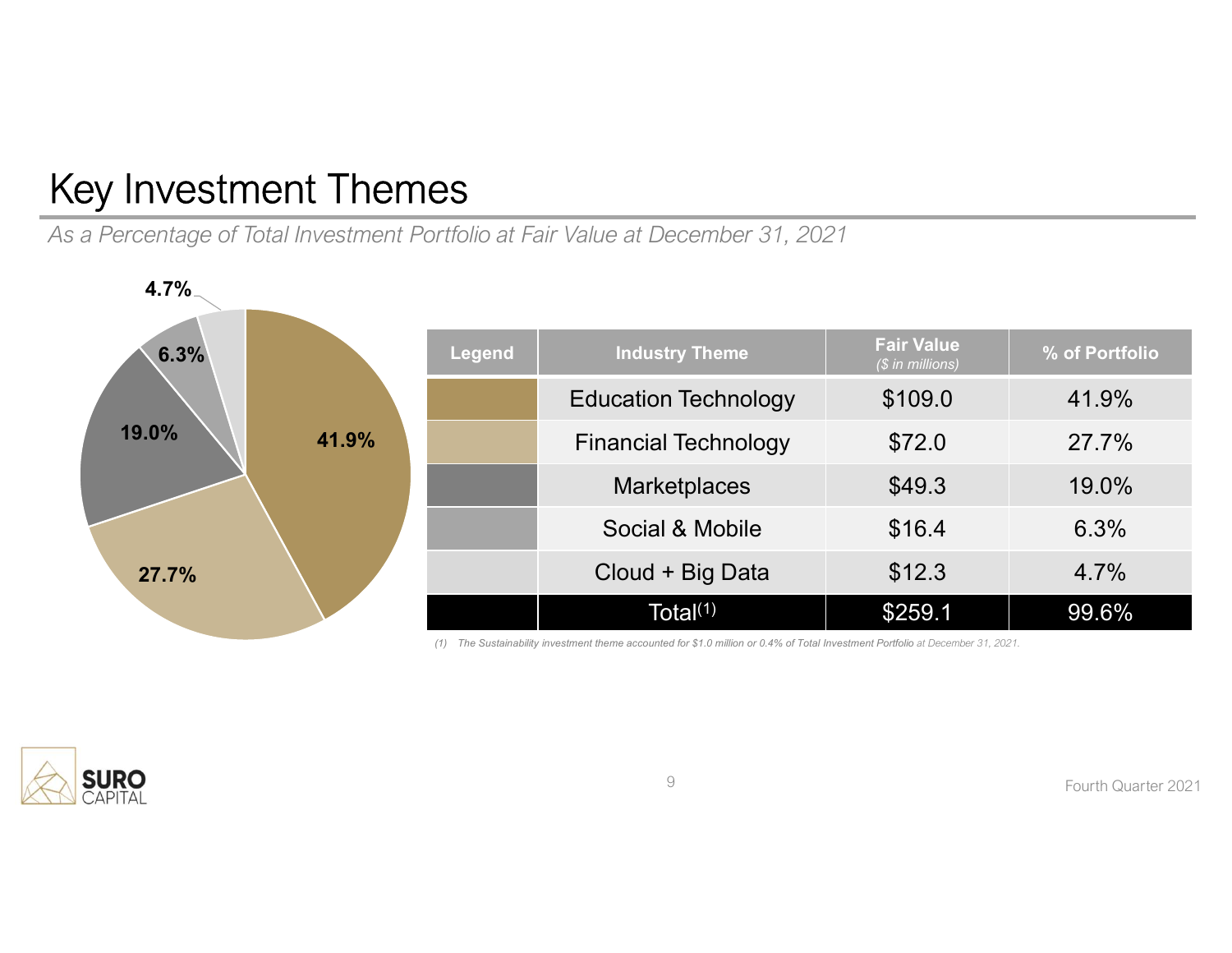# Key Investment Themes

*As a Percentage of Total Investment Portfolio at Fair Value at December 31, 2021*

4.7%
6.3%
19.0%
41.9%
27.7%

| Legend | Industry Theme | Fair Value ($ in millions) | % of Portfolio |
|---|---|---|---|
| | Education Technology | $109.0 | 41.9% |
| | Financial Technology | $72.0 | 27.7% |
| | Marketplaces | $49.3 | 19.0% |
| | Social & Mobile | $16.4 | 6.3% |
| | Cloud + Big Data | $12.3 | 4.7% |
| | Total[1] | $259.1 | 99.6% |

*(1) The Sustainability investment theme accounted for $1.0 million or 0.4% of Total Investment Portfolio at December 31, 2021.*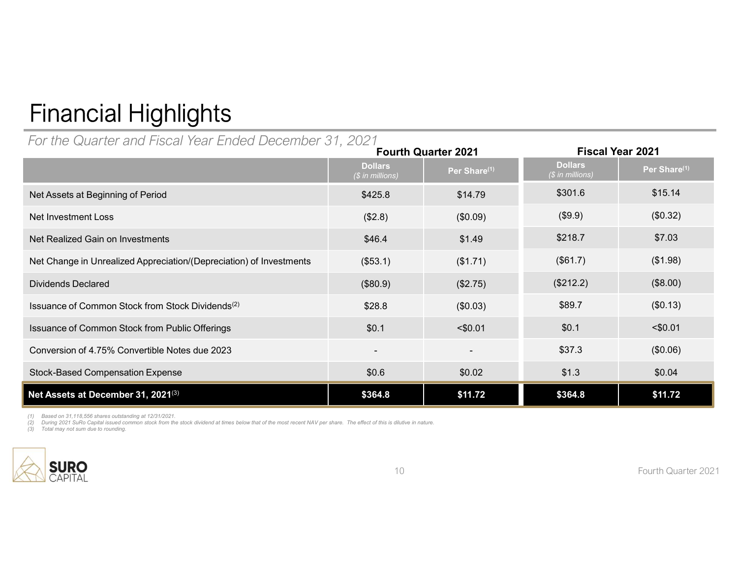# Financial Highlights

*For the Quarter and Fiscal Year Ended December 31, 2021*

| | Fourth Quarter 2021 | | Fiscal Year 2021 | |
|---|---|---|---|---|
| | Dollars *($ in millions)* | Per Share[1] | Dollars *($ in millions)* | Per Share[1] |
| Net Assets at Beginning of Period | $425.8 | $14.79 | $301.6 | $15.14 |
| Net Investment Loss | ($2.8) | ($0.09) | ($9.9) | ($0.32) |
| Net Realized Gain on Investments | $46.4 | $1.49 | $218.7 | $7.03 |
| Net Change in Unrealized Appreciation/(Depreciation) of Investments | ($53.1) | ($1.71) | ($61.7) | ($1.98) |
| Dividends Declared | ($80.9) | ($2.75) | ($212.2) | ($8.00) |
| Issuance of Common Stock from Stock Dividends[2] | $28.8 | ($0.03) | $89.7 | ($0.13) |
| Issuance of Common Stock from Public Offerings | $0.1 | <$0.01 | $0.1 | <$0.01 |
| Conversion of 4.75% Convertible Notes due 2023 | - | - | $37.3 | ($0.06) |
| Stock-Based Compensation Expense | $0.6 | $0.02 | $1.3 | $0.04 |
| **Net Assets at December 31, 2021[3]** | **$364.8** | **$11.72** | **$364.8** | **$11.72** |

*(1) Based on 31,118,556 shares outstanding at 12/31/2021.*
*(2) During 2021 SuRo Capital issued common stock from the stock dividend at times below that of the most recent NAV per share. The effect of this is dilutive in nature.*
*(3) Total may not sum due to rounding.*